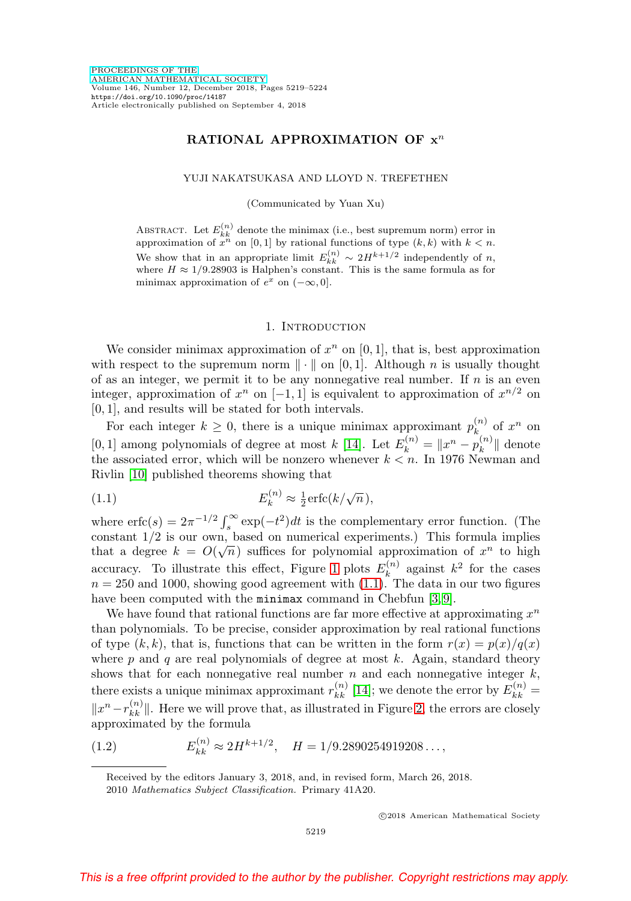# RATIONAL APPROXIMATION OF $x^n$

YUJI NAKATSUKASA AND LLOYD N. TREFETHEN

(Communicated by Yuan Xu)

Abstract. Let $E_{kk}^{(n)}$ denote the minimax (i.e., best supremum norm) error in approximation of $x^n$ on $[0,1]$ by rational functions of type $(k,k)$ with $k < n$. We show that in an appropriate limit $E_{kk}^{(n)} \sim 2H^{k+1/2}$ independently of $n$, where $H \approx 1/9.28903$ is Halphen's constant. This is the same formula as for minimax approximation of $e^x$ on $(-\infty, 0]$.

## 1. Introduction

We consider minimax approximation of $x^n$ on $[0,1]$, that is, best approximation with respect to the supremum norm $\|\cdot\|$ on $[0,1]$. Although $n$ is usually thought of as an integer, we permit it to be any nonnegative real number. If $n$ is an even integer, approximation of $x^n$ on $[-1,1]$ is equivalent to approximation of $x^{n/2}$ on $[0,1]$, and results will be stated for both intervals.

For each integer $k \geq 0$, there is a unique minimax approximant $p_k^{(n)}$ of $x^n$ on $[0,1]$ among polynomials of degree at most $k$ [14]. Let $E_k^{(n)} = \|x^n - p_k^{(n)}\|$ denote the associated error, which will be nonzero whenever $k < n$. In 1976 Newman and Rivlin [10] published theorems showing that

$$E_k^{(n)} \approx \tfrac{1}{2}\operatorname{erfc}(k/\sqrt{n}), \tag{1.1}$$

where $\operatorname{erfc}(s) = 2\pi^{-1/2}\int_s^\infty \exp(-t^2)dt$ is the complementary error function. (The constant $1/2$ is our own, based on numerical experiments.) This formula implies that a degree $k = O(\sqrt{n})$ suffices for polynomial approximation of $x^n$ to high accuracy. To illustrate this effect, Figure 1 plots $E_k^{(n)}$ against $k^2$ for the cases $n = 250$ and $1000$, showing good agreement with (1.1). The data in our two figures have been computed with the `minimax` command in Chebfun [3, 9].

We have found that rational functions are far more effective at approximating $x^n$ than polynomials. To be precise, consider approximation by real rational functions of type $(k,k)$, that is, functions that can be written in the form $r(x) = p(x)/q(x)$ where $p$ and $q$ are real polynomials of degree at most $k$. Again, standard theory shows that for each nonnegative real number $n$ and each nonnegative integer $k$, there exists a unique minimax approximant $r_{kk}^{(n)}$ [14]; we denote the error by $E_{kk}^{(n)} = \|x^n - r_{kk}^{(n)}\|$. Here we will prove that, as illustrated in Figure 2, the errors are closely approximated by the formula

$$E_{kk}^{(n)} \approx 2H^{k+1/2}, \quad H = 1/9.2890254919208\ldots, \tag{1.2}$$

Received by the editors January 3, 2018, and, in revised form, March 26, 2018.

2010 *Mathematics Subject Classification.* Primary 41A20.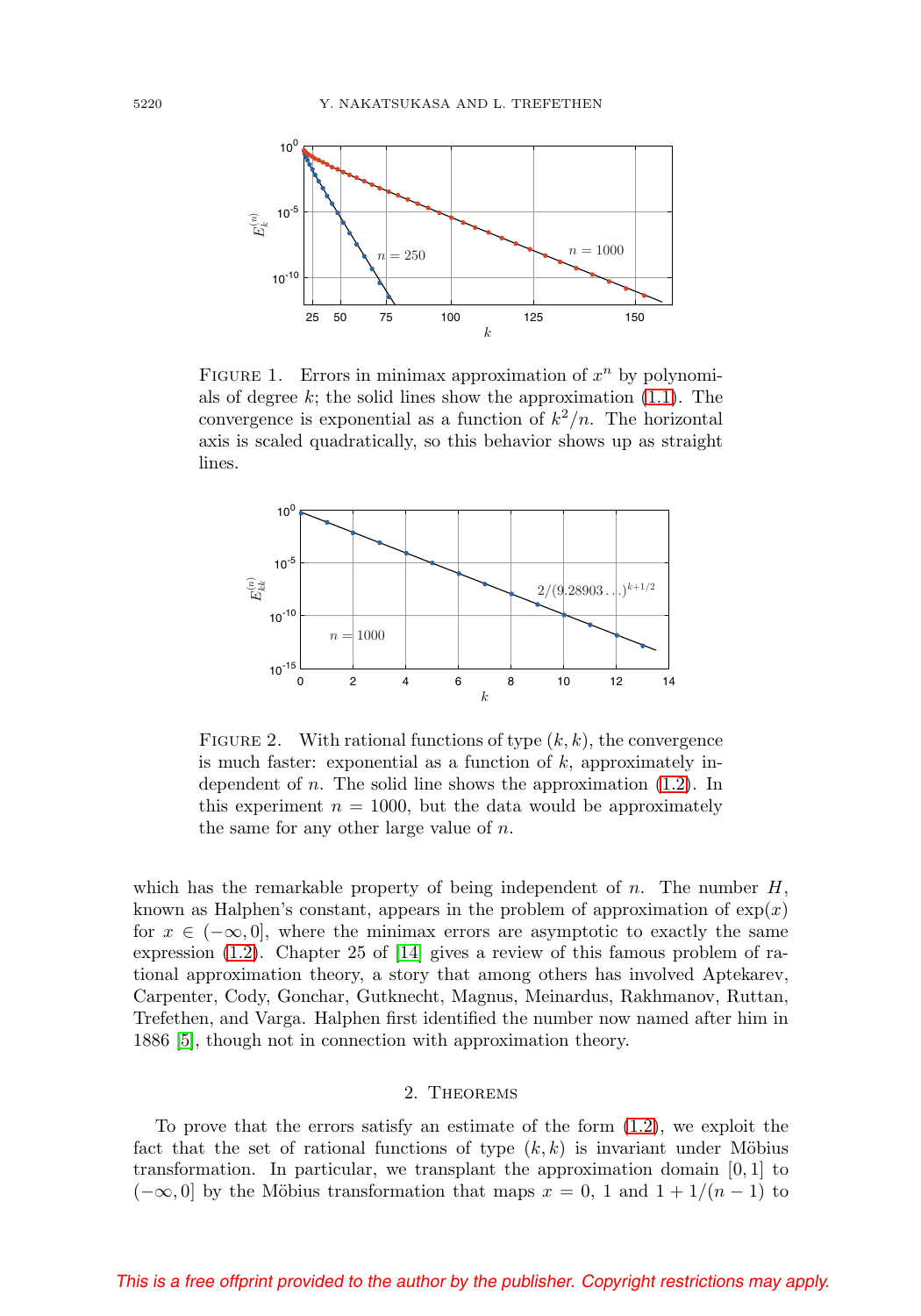FIGURE 1. Errors in minimax approximation of $x^n$ by polynomials of degree $k$; the solid lines show the approximation (1.1). The convergence is exponential as a function of $k^2/n$. The horizontal axis is scaled quadratically, so this behavior shows up as straight lines.

FIGURE 2. With rational functions of type $(k,k)$, the convergence is much faster: exponential as a function of $k$, approximately independent of $n$. The solid line shows the approximation (1.2). In this experiment $n = 1000$, but the data would be approximately the same for any other large value of $n$.

which has the remarkable property of being independent of $n$. The number $H$, known as Halphen's constant, appears in the problem of approximation of $\exp(x)$ for $x \in (-\infty, 0]$, where the minimax errors are asymptotic to exactly the same expression (1.2). Chapter 25 of [14] gives a review of this famous problem of rational approximation theory, a story that among others has involved Aptekarev, Carpenter, Cody, Gonchar, Gutknecht, Magnus, Meinardus, Rakhmanov, Ruttan, Trefethen, and Varga. Halphen first identified the number now named after him in 1886 [5], though not in connection with approximation theory.

## 2. Theorems

To prove that the errors satisfy an estimate of the form (1.2), we exploit the fact that the set of rational functions of type $(k,k)$ is invariant under Möbius transformation. In particular, we transplant the approximation domain $[0,1]$ to $(-\infty, 0]$ by the Möbius transformation that maps $x = 0$, $1$ and $1 + 1/(n-1)$ to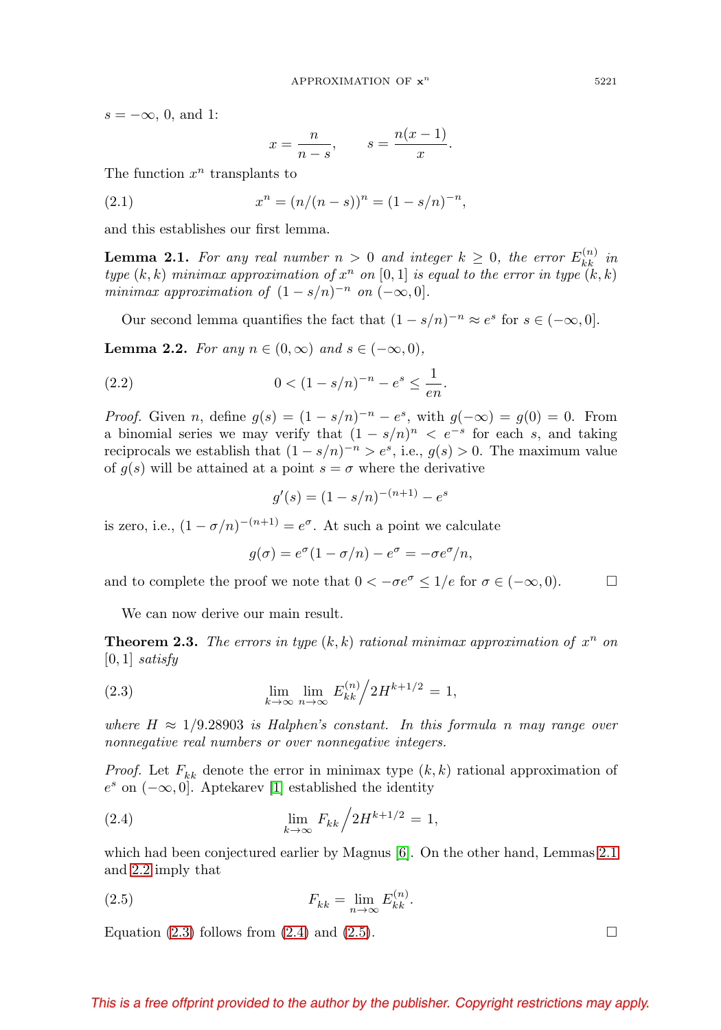$s = -\infty$, 0, and 1:

$$x = \frac{n}{n-s}, \qquad s = \frac{n(x-1)}{x}.$$

The function $x^n$ transplants to

$$x^n = (n/(n-s))^n = (1-s/n)^{-n}, \tag{2.1}$$

and this establishes our first lemma.

**Lemma 2.1.** *For any real number $n > 0$ and integer $k \geq 0$, the error $E_{kk}^{(n)}$ in type $(k,k)$ minimax approximation of $x^n$ on $[0,1]$ is equal to the error in type $(k,k)$ minimax approximation of $(1-s/n)^{-n}$ on $(-\infty, 0]$.*

Our second lemma quantifies the fact that $(1-s/n)^{-n} \approx e^s$ for $s \in (-\infty, 0]$.

**Lemma 2.2.** *For any $n \in (0,\infty)$ and $s \in (-\infty, 0)$,*

$$0 < (1-s/n)^{-n} - e^s \leq \frac{1}{en}. \tag{2.2}$$

*Proof.* Given $n$, define $g(s) = (1-s/n)^{-n} - e^s$, with $g(-\infty) = g(0) = 0$. From a binomial series we may verify that $(1-s/n)^n < e^{-s}$ for each $s$, and taking reciprocals we establish that $(1-s/n)^{-n} > e^s$, i.e., $g(s) > 0$. The maximum value of $g(s)$ will be attained at a point $s = \sigma$ where the derivative

$$g'(s) = (1-s/n)^{-(n+1)} - e^s$$

is zero, i.e., $(1-\sigma/n)^{-(n+1)} = e^\sigma$. At such a point we calculate

$$g(\sigma) = e^\sigma(1-\sigma/n) - e^\sigma = -\sigma e^\sigma/n,$$

and to complete the proof we note that $0 < -\sigma e^\sigma \leq 1/e$ for $\sigma \in (-\infty, 0)$. □

We can now derive our main result.

**Theorem 2.3.** *The errors in type $(k,k)$ rational minimax approximation of $x^n$ on $[0,1]$ satisfy*

$$\lim_{k\to\infty} \lim_{n\to\infty} E_{kk}^{(n)} \Big/ 2H^{k+1/2} = 1, \tag{2.3}$$

*where $H \approx 1/9.28903$ is Halphen's constant. In this formula $n$ may range over nonnegative real numbers or over nonnegative integers.*

*Proof.* Let $F_{kk}$ denote the error in minimax type $(k,k)$ rational approximation of $e^s$ on $(-\infty, 0]$. Aptekarev [1] established the identity

$$\lim_{k\to\infty} F_{kk} \Big/ 2H^{k+1/2} = 1, \tag{2.4}$$

which had been conjectured earlier by Magnus [6]. On the other hand, Lemmas 2.1 and 2.2 imply that

$$F_{kk} = \lim_{n\to\infty} E_{kk}^{(n)}. \tag{2.5}$$

Equation (2.3) follows from (2.4) and (2.5). □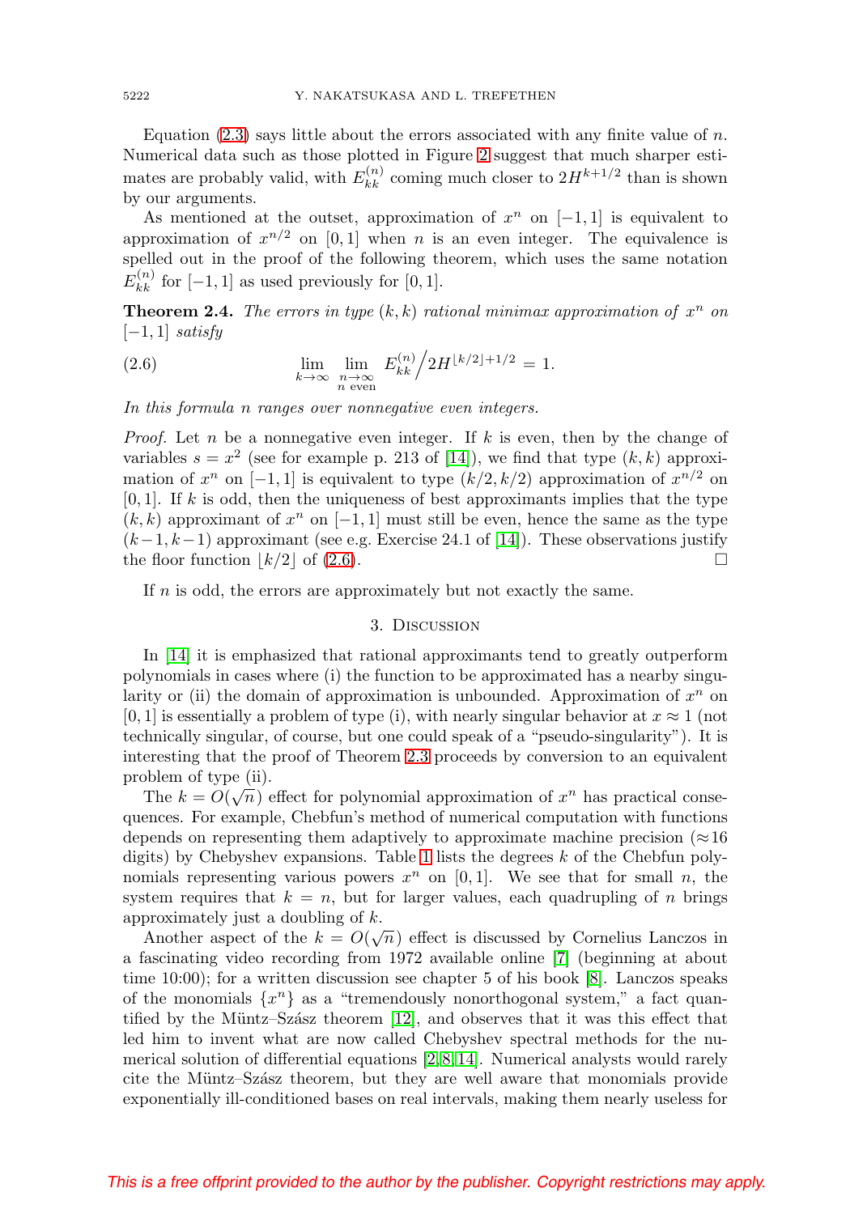Equation (2.3) says little about the errors associated with any finite value of $n$. Numerical data such as those plotted in Figure 2 suggest that much sharper estimates are probably valid, with $E_{kk}^{(n)}$ coming much closer to $2H^{k+1/2}$ than is shown by our arguments.

As mentioned at the outset, approximation of $x^n$ on $[-1,1]$ is equivalent to approximation of $x^{n/2}$ on $[0,1]$ when $n$ is an even integer. The equivalence is spelled out in the proof of the following theorem, which uses the same notation $E_{kk}^{(n)}$ for $[-1,1]$ as used previously for $[0,1]$.

**Theorem 2.4.** *The errors in type $(k,k)$ rational minimax approximation of $x^n$ on $[-1,1]$ satisfy*

$$\lim_{k\to\infty} \lim_{\substack{n\to\infty \\ n \text{ even}}} E_{kk}^{(n)} \Big/ 2H^{\lfloor k/2 \rfloor + 1/2} = 1. \tag{2.6}$$

*In this formula $n$ ranges over nonnegative even integers.*

*Proof.* Let $n$ be a nonnegative even integer. If $k$ is even, then by the change of variables $s = x^2$ (see for example p. 213 of [14]), we find that type $(k,k)$ approximation of $x^n$ on $[-1,1]$ is equivalent to type $(k/2,k/2)$ approximation of $x^{n/2}$ on $[0,1]$. If $k$ is odd, then the uniqueness of best approximants implies that the type $(k,k)$ approximant of $x^n$ on $[-1,1]$ must still be even, hence the same as the type $(k-1,k-1)$ approximant (see e.g. Exercise 24.1 of [14]). These observations justify the floor function $\lfloor k/2 \rfloor$ of (2.6). ∎

If $n$ is odd, the errors are approximately but not exactly the same.

## 3. Discussion

In [14] it is emphasized that rational approximants tend to greatly outperform polynomials in cases where (i) the function to be approximated has a nearby singularity or (ii) the domain of approximation is unbounded. Approximation of $x^n$ on $[0,1]$ is essentially a problem of type (i), with nearly singular behavior at $x \approx 1$ (not technically singular, of course, but one could speak of a "pseudo-singularity"). It is interesting that the proof of Theorem 2.3 proceeds by conversion to an equivalent problem of type (ii).

The $k = O(\sqrt{n})$ effect for polynomial approximation of $x^n$ has practical consequences. For example, Chebfun's method of numerical computation with functions depends on representing them adaptively to approximate machine precision ($\approx$16 digits) by Chebyshev expansions. Table 1 lists the degrees $k$ of the Chebfun polynomials representing various powers $x^n$ on $[0,1]$. We see that for small $n$, the system requires that $k = n$, but for larger values, each quadrupling of $n$ brings approximately just a doubling of $k$.

Another aspect of the $k = O(\sqrt{n})$ effect is discussed by Cornelius Lanczos in a fascinating video recording from 1972 available online [7] (beginning at about time 10:00); for a written discussion see chapter 5 of his book [8]. Lanczos speaks of the monomials $\{x^n\}$ as a "tremendously nonorthogonal system," a fact quantified by the Müntz–Szász theorem [12], and observes that it was this effect that led him to invent what are now called Chebyshev spectral methods for the numerical solution of differential equations [2, 8, 14]. Numerical analysts would rarely cite the Müntz–Szász theorem, but they are well aware that monomials provide exponentially ill-conditioned bases on real intervals, making them nearly useless for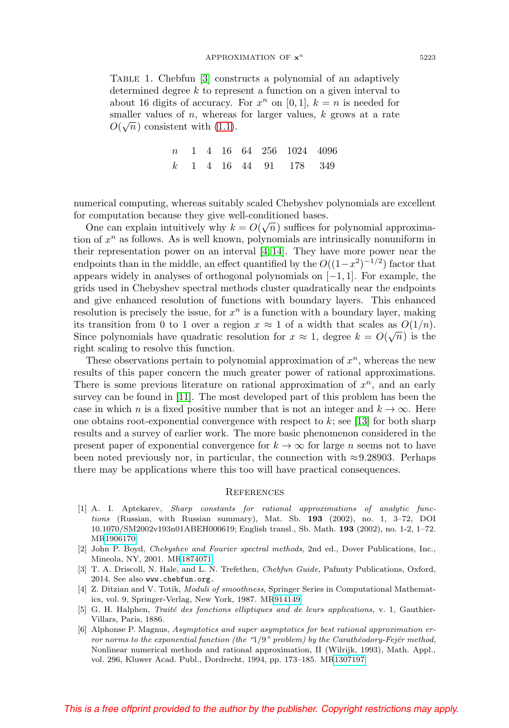TABLE 1. Chebfun [3] constructs a polynomial of an adaptively determined degree $k$ to represent a function on a given interval to about 16 digits of accuracy. For $x^n$ on $[0,1]$, $k = n$ is needed for smaller values of $n$, whereas for larger values, $k$ grows at a rate $O(\sqrt{n})$ consistent with (1.1).

| $n$ | 1 | 4 | 16 | 64 | 256 | 1024 | 4096 |
|---|---|---|---|---|---|---|---|
| $k$ | 1 | 4 | 16 | 44 | 91 | 178 | 349 |

numerical computing, whereas suitably scaled Chebyshev polynomials are excellent for computation because they give well-conditioned bases.

One can explain intuitively why $k = O(\sqrt{n})$ suffices for polynomial approximation of $x^n$ as follows. As is well known, polynomials are intrinsically nonuniform in their representation power on an interval [4, 14]. They have more power near the endpoints than in the middle, an effect quantified by the $O((1-x^2)^{-1/2})$ factor that appears widely in analyses of orthogonal polynomials on $[-1,1]$. For example, the grids used in Chebyshev spectral methods cluster quadratically near the endpoints and give enhanced resolution of functions with boundary layers. This enhanced resolution is precisely the issue, for $x^n$ is a function with a boundary layer, making its transition from 0 to 1 over a region $x \approx 1$ of a width that scales as $O(1/n)$. Since polynomials have quadratic resolution for $x \approx 1$, degree $k = O(\sqrt{n})$ is the right scaling to resolve this function.

These observations pertain to polynomial approximation of $x^n$, whereas the new results of this paper concern the much greater power of rational approximations. There is some previous literature on rational approximation of $x^n$, and an early survey can be found in [11]. The most developed part of this problem has been the case in which $n$ is a fixed positive number that is not an integer and $k \to \infty$. Here one obtains root-exponential convergence with respect to $k$; see [13] for both sharp results and a survey of earlier work. The more basic phenomenon considered in the present paper of exponential convergence for $k \to \infty$ for large $n$ seems not to have been noted previously nor, in particular, the connection with $\approx 9.28903$. Perhaps there may be applications where this too will have practical consequences.

## REFERENCES

[1] A. I. Aptekarev, *Sharp constants for rational approximations of analytic functions* (Russian, with Russian summary), Mat. Sb. **193** (2002), no. 1, 3–72, DOI 10.1070/SM2002v193n01ABEH000619; English transl., Sb. Math. **193** (2002), no. 1-2, 1–72. MR1906170

[2] John P. Boyd, *Chebyshev and Fourier spectral methods*, 2nd ed., Dover Publications, Inc., Mineola, NY, 2001. MR1874071

[3] T. A. Driscoll, N. Hale, and L. N. Trefethen, *Chebfun Guide,* Pafnuty Publications, Oxford, 2014. See also `www.chebfun.org.`

[4] Z. Ditzian and V. Totik, *Moduli of smoothness*, Springer Series in Computational Mathematics, vol. 9, Springer-Verlag, New York, 1987. MR914149

[5] G. H. Halphen, *Traité des fonctions elliptiques and de leurs applications,* v. 1, Gauthier-Villars, Paris, 1886.

[6] Alphonse P. Magnus, *Asymptotics and super asymptotics for best rational approximation error norms to the exponential function (the "1/9" problem) by the Carathéodory-Fejér method*, Nonlinear numerical methods and rational approximation, II (Wilrijk, 1993), Math. Appl., vol. 296, Kluwer Acad. Publ., Dordrecht, 1994, pp. 173–185. MR1307197

This is a free offprint provided to the author by the publisher. Copyright restrictions may apply.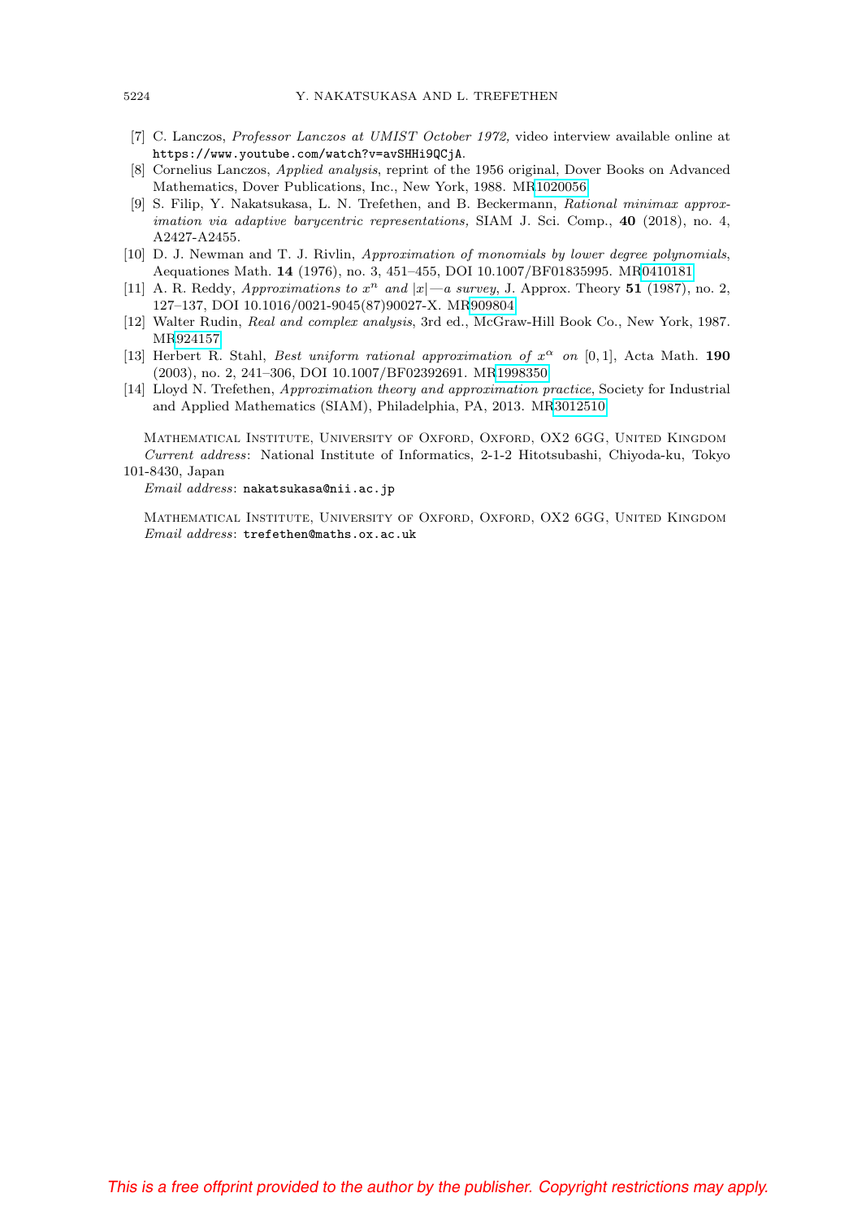[7] C. Lanczos, *Professor Lanczos at UMIST October 1972,* video interview available online at https://www.youtube.com/watch?v=avSHHi9QCjA.

[8] Cornelius Lanczos, *Applied analysis*, reprint of the 1956 original, Dover Books on Advanced Mathematics, Dover Publications, Inc., New York, 1988. MR1020056

[9] S. Filip, Y. Nakatsukasa, L. N. Trefethen, and B. Beckermann, *Rational minimax approximation via adaptive barycentric representations,* SIAM J. Sci. Comp., **40** (2018), no. 4, A2427-A2455.

[10] D. J. Newman and T. J. Rivlin, *Approximation of monomials by lower degree polynomials*, Aequationes Math. **14** (1976), no. 3, 451–455, DOI 10.1007/BF01835995. MR0410181

[11] A. R. Reddy, *Approximations to $x^n$ and $|x|$—a survey*, J. Approx. Theory **51** (1987), no. 2, 127–137, DOI 10.1016/0021-9045(87)90027-X. MR909804

[12] Walter Rudin, *Real and complex analysis*, 3rd ed., McGraw-Hill Book Co., New York, 1987. MR924157

[13] Herbert R. Stahl, *Best uniform rational approximation of $x^\alpha$ on* $[0, 1]$, Acta Math. **190** (2003), no. 2, 241–306, DOI 10.1007/BF02392691. MR1998350

[14] Lloyd N. Trefethen, *Approximation theory and approximation practice*, Society for Industrial and Applied Mathematics (SIAM), Philadelphia, PA, 2013. MR3012510

Mathematical Institute, University of Oxford, Oxford, OX2 6GG, United Kingdom
*Current address*: National Institute of Informatics, 2-1-2 Hitotsubashi, Chiyoda-ku, Tokyo 101-8430, Japan
*Email address*: nakatsukasa@nii.ac.jp

Mathematical Institute, University of Oxford, Oxford, OX2 6GG, United Kingdom
*Email address*: trefethen@maths.ox.ac.uk